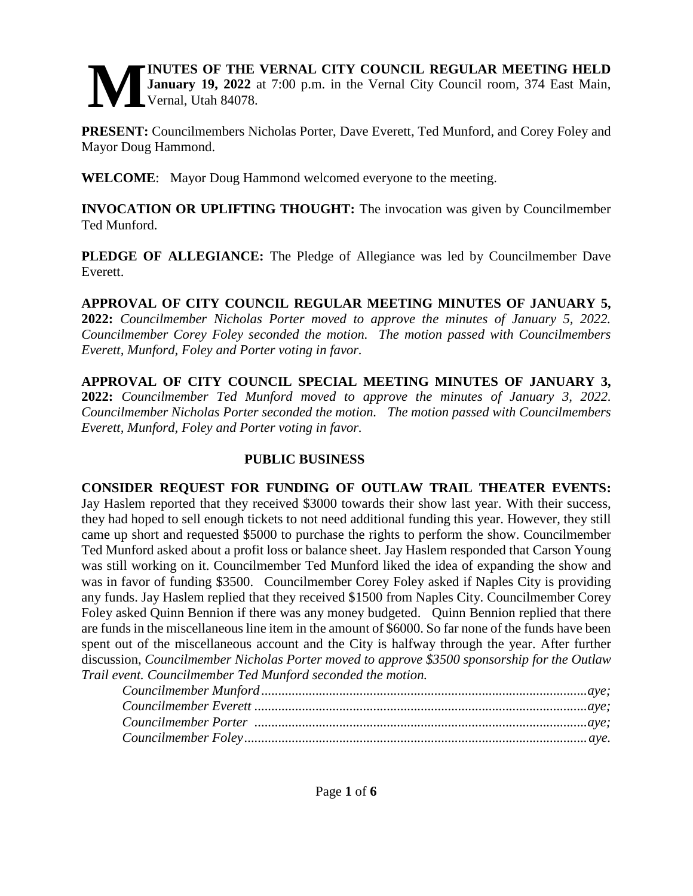**MINUTES OF THE VERNAL CITY COUNCIL REGULAR MEETING HELD January 19, 2022** at 7:00 p.m. in the Vernal City Council room, 374 East Main, Vernal, Utah 84078.

**PRESENT:** Councilmembers Nicholas Porter, Dave Everett, Ted Munford, and Corey Foley and Mayor Doug Hammond.

**WELCOME**: Mayor Doug Hammond welcomed everyone to the meeting.

**INVOCATION OR UPLIFTING THOUGHT:** The invocation was given by Councilmember Ted Munford.

**PLEDGE OF ALLEGIANCE:** The Pledge of Allegiance was led by Councilmember Dave Everett.

**APPROVAL OF CITY COUNCIL REGULAR MEETING MINUTES OF JANUARY 5, 2022:** *Councilmember Nicholas Porter moved to approve the minutes of January 5, 2022. Councilmember Corey Foley seconded the motion. The motion passed with Councilmembers Everett, Munford, Foley and Porter voting in favor.*

**APPROVAL OF CITY COUNCIL SPECIAL MEETING MINUTES OF JANUARY 3, 2022:** *Councilmember Ted Munford moved to approve the minutes of January 3, 2022. Councilmember Nicholas Porter seconded the motion. The motion passed with Councilmembers Everett, Munford, Foley and Porter voting in favor.*

## PUBLIC BUSINESS

**CONSIDER REQUEST FOR FUNDING OF OUTLAW TRAIL THEATER EVENTS:** Jay Haslem reported that they received $3000 towards their show last year. With their success, they had hoped to sell enough tickets to not need additional funding this year. However, they still came up short and requested $5000 to purchase the rights to perform the show. Councilmember Ted Munford asked about a profit loss or balance sheet. Jay Haslem responded that Carson Young was still working on it. Councilmember Ted Munford liked the idea of expanding the show and was in favor of funding $3500. Councilmember Corey Foley asked if Naples City is providing any funds. Jay Haslem replied that they received $1500 from Naples City. Councilmember Corey Foley asked Quinn Bennion if there was any money budgeted. Quinn Bennion replied that there are funds in the miscellaneous line item in the amount of $6000. So far none of the funds have been spent out of the miscellaneous account and the City is halfway through the year. After further discussion, *Councilmember Nicholas Porter moved to approve $3500 sponsorship for the Outlaw Trail event. Councilmember Ted Munford seconded the motion.*

*Councilmember Munford................................................aye;*
*Councilmember Everett.................................................aye;*
*Councilmember Porter..................................................aye;*
*Councilmember Foley....................................................aye.*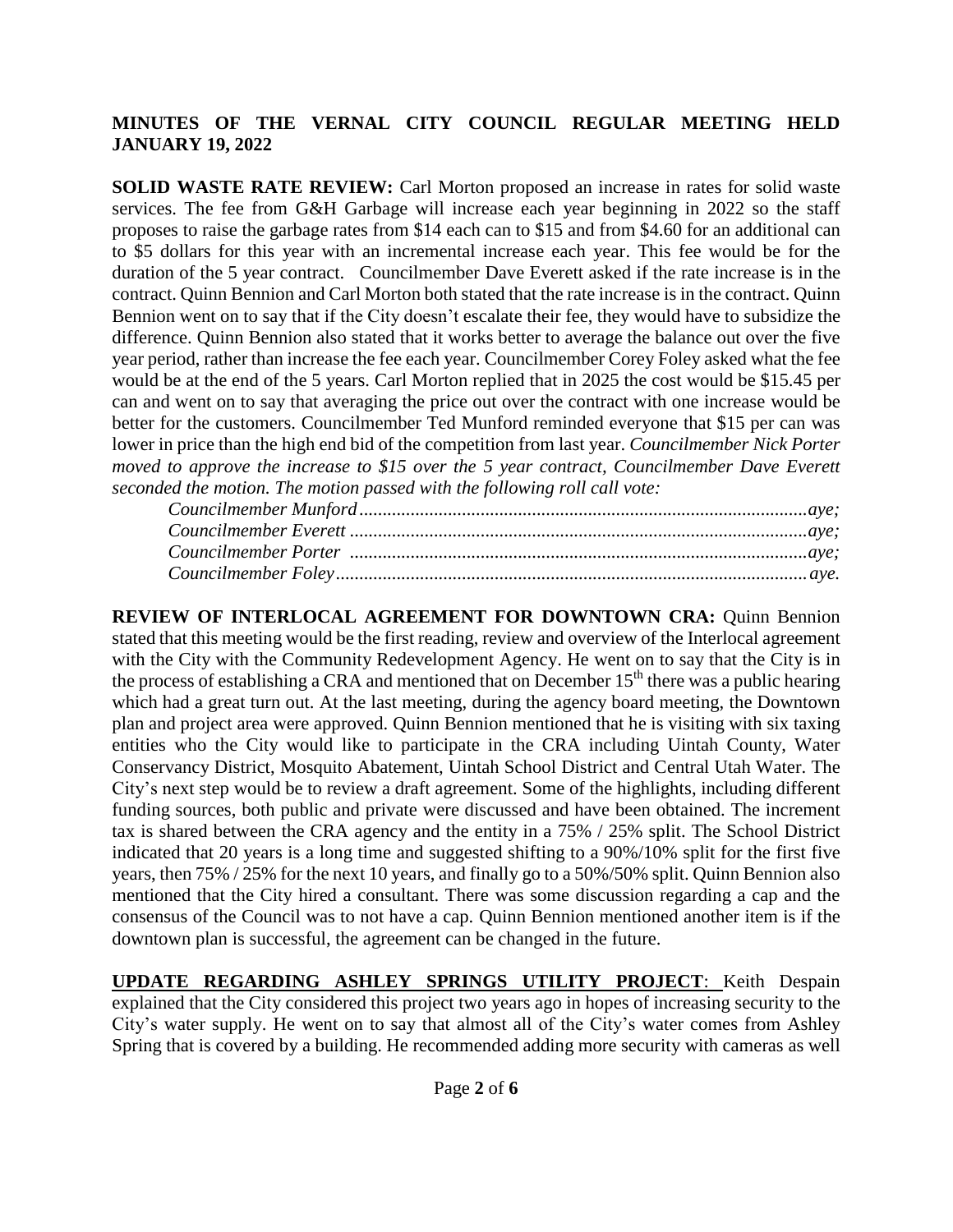**MINUTES OF THE VERNAL CITY COUNCIL REGULAR MEETING HELD JANUARY 19, 2022**

**SOLID WASTE RATE REVIEW:** Carl Morton proposed an increase in rates for solid waste services. The fee from G&H Garbage will increase each year beginning in 2022 so the staff proposes to raise the garbage rates from $14 each can to $15 and from $4.60 for an additional can to $5 dollars for this year with an incremental increase each year. This fee would be for the duration of the 5 year contract. Councilmember Dave Everett asked if the rate increase is in the contract. Quinn Bennion and Carl Morton both stated that the rate increase is in the contract. Quinn Bennion went on to say that if the City doesn't escalate their fee, they would have to subsidize the difference. Quinn Bennion also stated that it works better to average the balance out over the five year period, rather than increase the fee each year. Councilmember Corey Foley asked what the fee would be at the end of the 5 years. Carl Morton replied that in 2025 the cost would be $15.45 per can and went on to say that averaging the price out over the contract with one increase would be better for the customers. Councilmember Ted Munford reminded everyone that $15 per can was lower in price than the high end bid of the competition from last year. *Councilmember Nick Porter moved to approve the increase to $15 over the 5 year contract, Councilmember Dave Everett seconded the motion. The motion passed with the following roll call vote:*

*Councilmember Munford................................................................................aye;*
*Councilmember Everett .................................................................................aye;*
*Councilmember Porter ..................................................................................aye;*
*Councilmember Foley....................................................................................aye.*

**REVIEW OF INTERLOCAL AGREEMENT FOR DOWNTOWN CRA:** Quinn Bennion stated that this meeting would be the first reading, review and overview of the Interlocal agreement with the City with the Community Redevelopment Agency. He went on to say that the City is in the process of establishing a CRA and mentioned that on December 15th there was a public hearing which had a great turn out. At the last meeting, during the agency board meeting, the Downtown plan and project area were approved. Quinn Bennion mentioned that he is visiting with six taxing entities who the City would like to participate in the CRA including Uintah County, Water Conservancy District, Mosquito Abatement, Uintah School District and Central Utah Water. The City's next step would be to review a draft agreement. Some of the highlights, including different funding sources, both public and private were discussed and have been obtained. The increment tax is shared between the CRA agency and the entity in a 75% / 25% split. The School District indicated that 20 years is a long time and suggested shifting to a 90%/10% split for the first five years, then 75% / 25% for the next 10 years, and finally go to a 50%/50% split. Quinn Bennion also mentioned that the City hired a consultant. There was some discussion regarding a cap and the consensus of the Council was to not have a cap. Quinn Bennion mentioned another item is if the downtown plan is successful, the agreement can be changed in the future.

**UPDATE REGARDING ASHLEY SPRINGS UTILITY PROJECT**: Keith Despain explained that the City considered this project two years ago in hopes of increasing security to the City's water supply. He went on to say that almost all of the City's water comes from Ashley Spring that is covered by a building. He recommended adding more security with cameras as well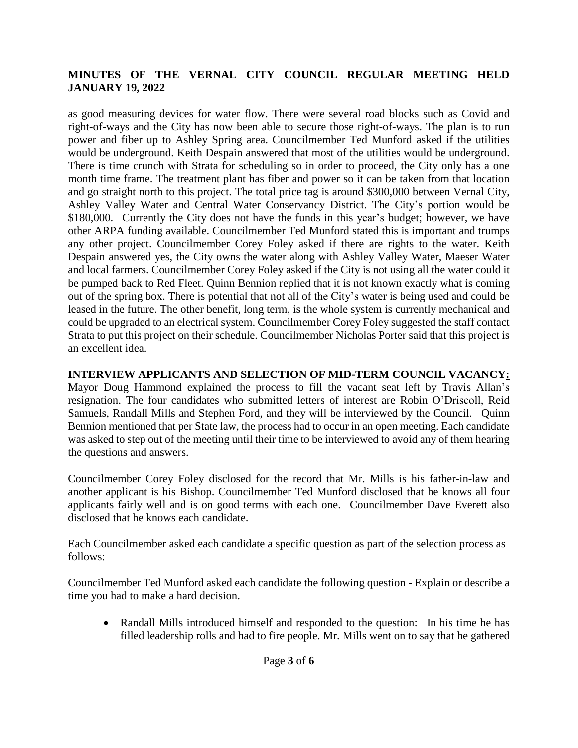as good measuring devices for water flow. There were several road blocks such as Covid and right-of-ways and the City has now been able to secure those right-of-ways. The plan is to run power and fiber up to Ashley Spring area. Councilmember Ted Munford asked if the utilities would be underground. Keith Despain answered that most of the utilities would be underground. There is time crunch with Strata for scheduling so in order to proceed, the City only has a one month time frame. The treatment plant has fiber and power so it can be taken from that location and go straight north to this project. The total price tag is around $300,000 between Vernal City, Ashley Valley Water and Central Water Conservancy District. The City's portion would be $180,000. Currently the City does not have the funds in this year's budget; however, we have other ARPA funding available. Councilmember Ted Munford stated this is important and trumps any other project. Councilmember Corey Foley asked if there are rights to the water. Keith Despain answered yes, the City owns the water along with Ashley Valley Water, Maeser Water and local farmers. Councilmember Corey Foley asked if the City is not using all the water could it be pumped back to Red Fleet. Quinn Bennion replied that it is not known exactly what is coming out of the spring box. There is potential that not all of the City's water is being used and could be leased in the future. The other benefit, long term, is the whole system is currently mechanical and could be upgraded to an electrical system. Councilmember Corey Foley suggested the staff contact Strata to put this project on their schedule. Councilmember Nicholas Porter said that this project is an excellent idea.

**INTERVIEW APPLICANTS AND SELECTION OF MID-TERM COUNCIL VACANCY:** Mayor Doug Hammond explained the process to fill the vacant seat left by Travis Allan's resignation. The four candidates who submitted letters of interest are Robin O'Driscoll, Reid Samuels, Randall Mills and Stephen Ford, and they will be interviewed by the Council. Quinn Bennion mentioned that per State law, the process had to occur in an open meeting. Each candidate was asked to step out of the meeting until their time to be interviewed to avoid any of them hearing the questions and answers.

Councilmember Corey Foley disclosed for the record that Mr. Mills is his father-in-law and another applicant is his Bishop. Councilmember Ted Munford disclosed that he knows all four applicants fairly well and is on good terms with each one. Councilmember Dave Everett also disclosed that he knows each candidate.

Each Councilmember asked each candidate a specific question as part of the selection process as follows:

Councilmember Ted Munford asked each candidate the following question - Explain or describe a time you had to make a hard decision.

- Randall Mills introduced himself and responded to the question: In his time he has filled leadership rolls and had to fire people. Mr. Mills went on to say that he gathered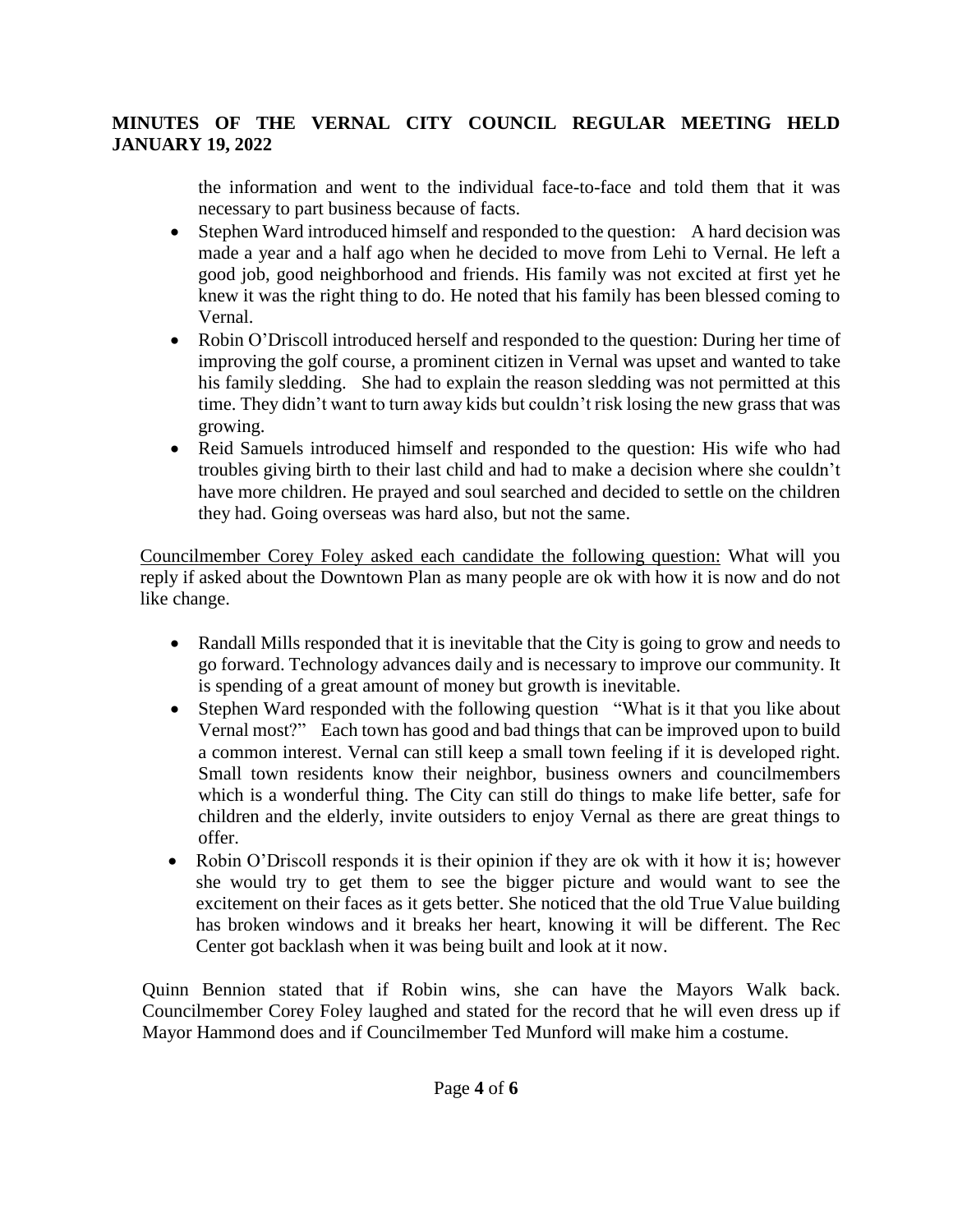the information and went to the individual face-to-face and told them that it was necessary to part business because of facts.

- Stephen Ward introduced himself and responded to the question: A hard decision was made a year and a half ago when he decided to move from Lehi to Vernal. He left a good job, good neighborhood and friends. His family was not excited at first yet he knew it was the right thing to do. He noted that his family has been blessed coming to Vernal.
- Robin O'Driscoll introduced herself and responded to the question: During her time of improving the golf course, a prominent citizen in Vernal was upset and wanted to take his family sledding. She had to explain the reason sledding was not permitted at this time. They didn't want to turn away kids but couldn't risk losing the new grass that was growing.
- Reid Samuels introduced himself and responded to the question: His wife who had troubles giving birth to their last child and had to make a decision where she couldn't have more children. He prayed and soul searched and decided to settle on the children they had. Going overseas was hard also, but not the same.

<u>Councilmember Corey Foley asked each candidate the following question:</u> What will you reply if asked about the Downtown Plan as many people are ok with how it is now and do not like change.

- Randall Mills responded that it is inevitable that the City is going to grow and needs to go forward. Technology advances daily and is necessary to improve our community. It is spending of a great amount of money but growth is inevitable.
- Stephen Ward responded with the following question "What is it that you like about Vernal most?" Each town has good and bad things that can be improved upon to build a common interest. Vernal can still keep a small town feeling if it is developed right. Small town residents know their neighbor, business owners and councilmembers which is a wonderful thing. The City can still do things to make life better, safe for children and the elderly, invite outsiders to enjoy Vernal as there are great things to offer.
- Robin O'Driscoll responds it is their opinion if they are ok with it how it is; however she would try to get them to see the bigger picture and would want to see the excitement on their faces as it gets better. She noticed that the old True Value building has broken windows and it breaks her heart, knowing it will be different. The Rec Center got backlash when it was being built and look at it now.

Quinn Bennion stated that if Robin wins, she can have the Mayors Walk back. Councilmember Corey Foley laughed and stated for the record that he will even dress up if Mayor Hammond does and if Councilmember Ted Munford will make him a costume.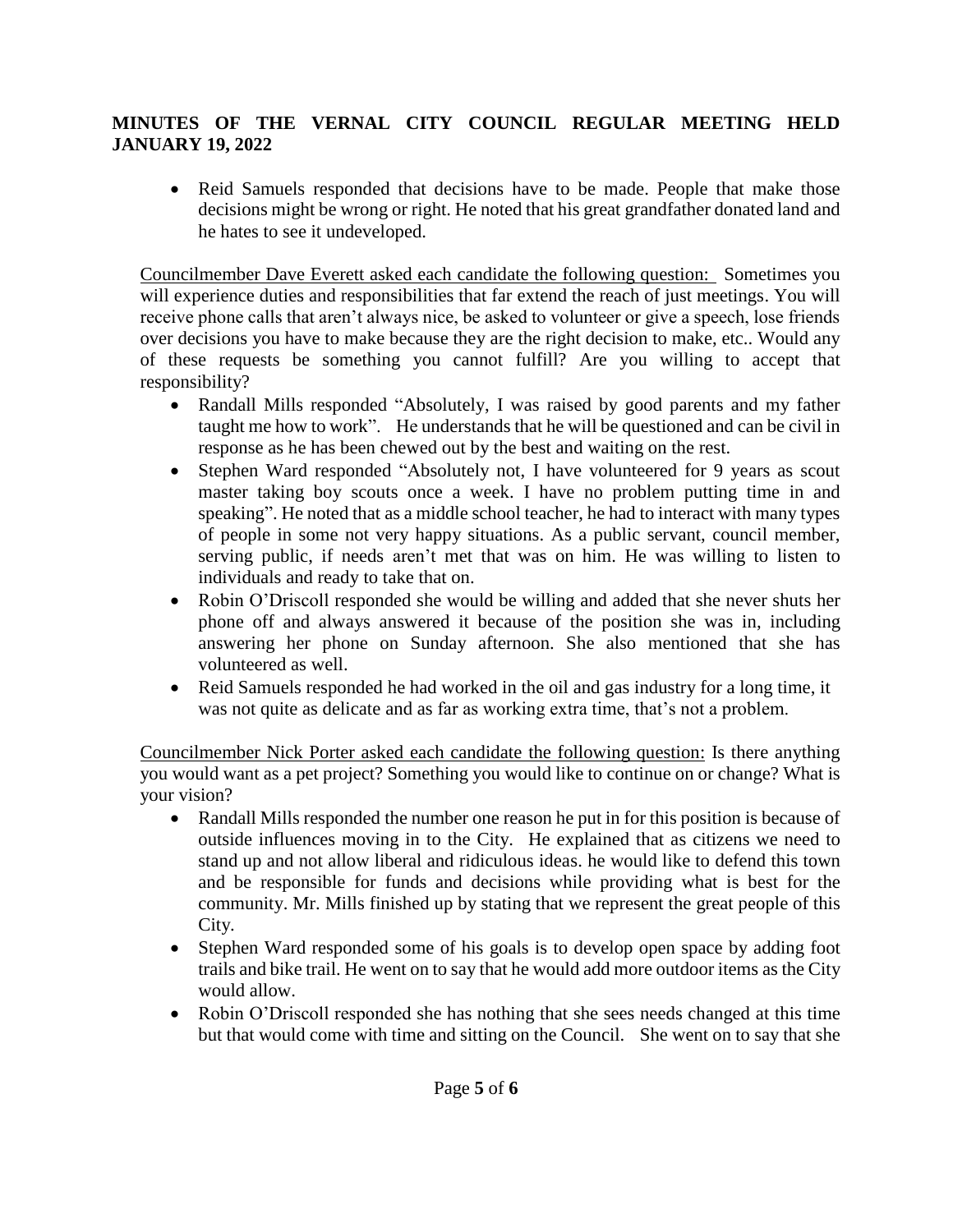- Reid Samuels responded that decisions have to be made. People that make those decisions might be wrong or right. He noted that his great grandfather donated land and he hates to see it undeveloped.

Councilmember Dave Everett asked each candidate the following question: Sometimes you will experience duties and responsibilities that far extend the reach of just meetings. You will receive phone calls that aren't always nice, be asked to volunteer or give a speech, lose friends over decisions you have to make because they are the right decision to make, etc.. Would any of these requests be something you cannot fulfill? Are you willing to accept that responsibility?

- Randall Mills responded "Absolutely, I was raised by good parents and my father taught me how to work". He understands that he will be questioned and can be civil in response as he has been chewed out by the best and waiting on the rest.
- Stephen Ward responded "Absolutely not, I have volunteered for 9 years as scout master taking boy scouts once a week. I have no problem putting time in and speaking". He noted that as a middle school teacher, he had to interact with many types of people in some not very happy situations. As a public servant, council member, serving public, if needs aren't met that was on him. He was willing to listen to individuals and ready to take that on.
- Robin O'Driscoll responded she would be willing and added that she never shuts her phone off and always answered it because of the position she was in, including answering her phone on Sunday afternoon. She also mentioned that she has volunteered as well.
- Reid Samuels responded he had worked in the oil and gas industry for a long time, it was not quite as delicate and as far as working extra time, that's not a problem.

Councilmember Nick Porter asked each candidate the following question: Is there anything you would want as a pet project? Something you would like to continue on or change? What is your vision?

- Randall Mills responded the number one reason he put in for this position is because of outside influences moving in to the City. He explained that as citizens we need to stand up and not allow liberal and ridiculous ideas. he would like to defend this town and be responsible for funds and decisions while providing what is best for the community. Mr. Mills finished up by stating that we represent the great people of this City.
- Stephen Ward responded some of his goals is to develop open space by adding foot trails and bike trail. He went on to say that he would add more outdoor items as the City would allow.
- Robin O'Driscoll responded she has nothing that she sees needs changed at this time but that would come with time and sitting on the Council. She went on to say that she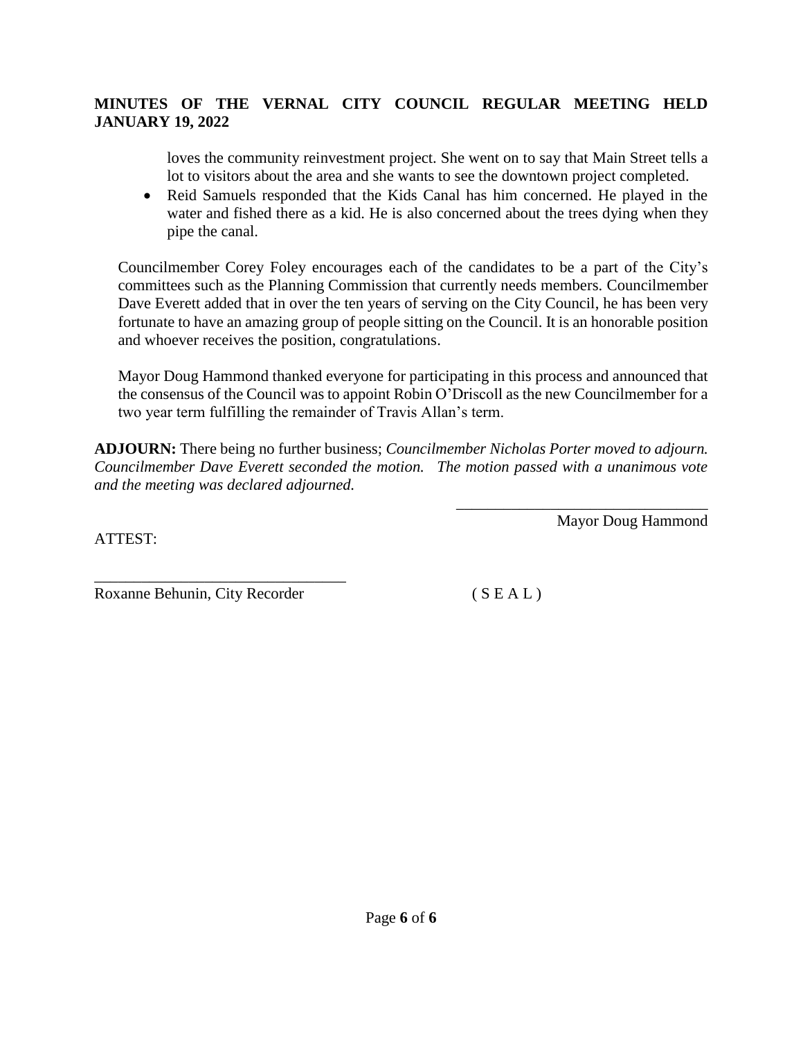loves the community reinvestment project. She went on to say that Main Street tells a lot to visitors about the area and she wants to see the downtown project completed.

- Reid Samuels responded that the Kids Canal has him concerned. He played in the water and fished there as a kid. He is also concerned about the trees dying when they pipe the canal.

Councilmember Corey Foley encourages each of the candidates to be a part of the City's committees such as the Planning Commission that currently needs members. Councilmember Dave Everett added that in over the ten years of serving on the City Council, he has been very fortunate to have an amazing group of people sitting on the Council. It is an honorable position and whoever receives the position, congratulations.

Mayor Doug Hammond thanked everyone for participating in this process and announced that the consensus of the Council was to appoint Robin O'Driscoll as the new Councilmember for a two year term fulfilling the remainder of Travis Allan's term.

**ADJOURN:** There being no further business; *Councilmember Nicholas Porter moved to adjourn. Councilmember Dave Everett seconded the motion. The motion passed with a unanimous vote and the meeting was declared adjourned.*

________________________________
Mayor Doug Hammond

ATTEST:

________________________________
Roxanne Behunin, City Recorder

( S E A L )